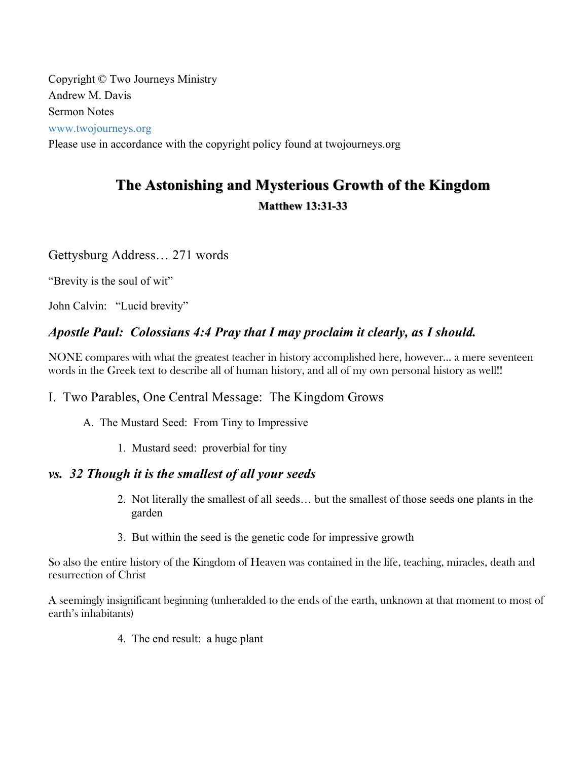Copyright © Two Journeys Ministry
Andrew M. Davis
Sermon Notes
www.twojourneys.org
Please use in accordance with the copyright policy found at twojourneys.org

# The Astonishing and Mysterious Growth of the Kingdom

### Matthew 13:31-33

Gettysburg Address… 271 words

"Brevity is the soul of wit"

John Calvin: "Lucid brevity"

### *Apostle Paul: Colossians 4:4 Pray that I may proclaim it clearly, as I should.*

NONE compares with what the greatest teacher in history accomplished here, however... a mere seventeen words in the Greek text to describe all of human history, and all of my own personal history as well!!

## I. Two Parables, One Central Message: The Kingdom Grows

A. The Mustard Seed: From Tiny to Impressive

1. Mustard seed: proverbial for tiny

### *vs. 32 Though it is the smallest of all your seeds*

2. Not literally the smallest of all seeds… but the smallest of those seeds one plants in the garden

3. But within the seed is the genetic code for impressive growth

So also the entire history of the Kingdom of Heaven was contained in the life, teaching, miracles, death and resurrection of Christ

A seemingly insignificant beginning (unheralded to the ends of the earth, unknown at that moment to most of earth's inhabitants)

4. The end result: a huge plant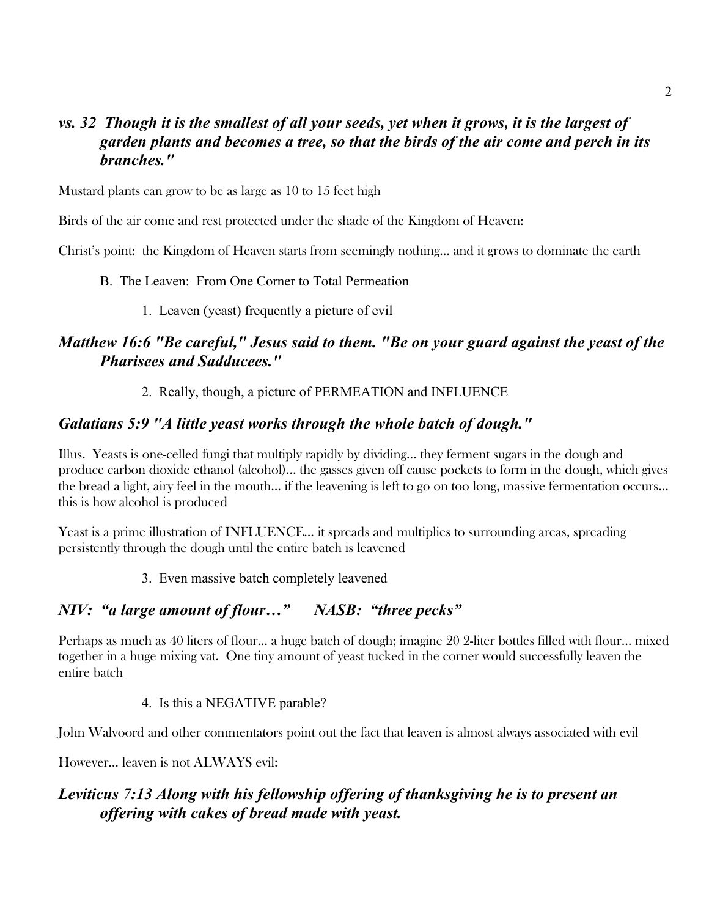***vs. 32 Though it is the smallest of all your seeds, yet when it grows, it is the largest of garden plants and becomes a tree, so that the birds of the air come and perch in its branches."***

Mustard plants can grow to be as large as 10 to 15 feet high

Birds of the air come and rest protected under the shade of the Kingdom of Heaven:

Christ's point: the Kingdom of Heaven starts from seemingly nothing... and it grows to dominate the earth

B. The Leaven: From One Corner to Total Permeation

1. Leaven (yeast) frequently a picture of evil

***Matthew 16:6 "Be careful," Jesus said to them. "Be on your guard against the yeast of the Pharisees and Sadducees."***

2. Really, though, a picture of PERMEATION and INFLUENCE

***Galatians 5:9 "A little yeast works through the whole batch of dough."***

Illus. Yeasts is one-celled fungi that multiply rapidly by dividing... they ferment sugars in the dough and produce carbon dioxide ethanol (alcohol)... the gasses given off cause pockets to form in the dough, which gives the bread a light, airy feel in the mouth... if the leavening is left to go on too long, massive fermentation occurs... this is how alcohol is produced

Yeast is a prime illustration of INFLUENCE... it spreads and multiplies to surrounding areas, spreading persistently through the dough until the entire batch is leavened

3. Even massive batch completely leavened

***NIV: "a large amount of flour…" NASB: "three pecks"***

Perhaps as much as 40 liters of flour... a huge batch of dough; imagine 20 2-liter bottles filled with flour... mixed together in a huge mixing vat. One tiny amount of yeast tucked in the corner would successfully leaven the entire batch

4. Is this a NEGATIVE parable?

John Walvoord and other commentators point out the fact that leaven is almost always associated with evil

However... leaven is not ALWAYS evil:

***Leviticus 7:13 Along with his fellowship offering of thanksgiving he is to present an offering with cakes of bread made with yeast.***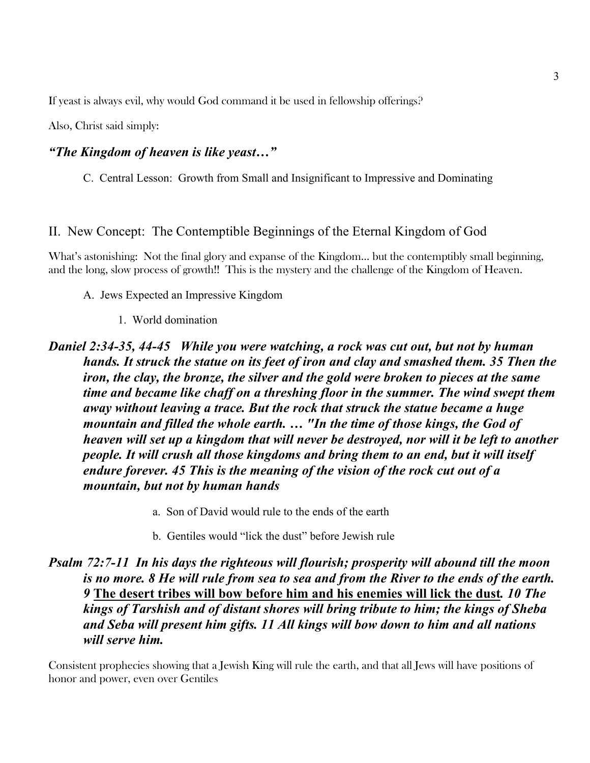If yeast is always evil, why would God command it be used in fellowship offerings?

Also, Christ said simply:

***"The Kingdom of heaven is like yeast…"***

C. Central Lesson: Growth from Small and Insignificant to Impressive and Dominating

## II. New Concept: The Contemptible Beginnings of the Eternal Kingdom of God

What's astonishing: Not the final glory and expanse of the Kingdom… but the contemptibly small beginning, and the long, slow process of growth!! This is the mystery and the challenge of the Kingdom of Heaven.

A. Jews Expected an Impressive Kingdom

1. World domination

***Daniel 2:34-35, 44-45 While you were watching, a rock was cut out, but not by human hands. It struck the statue on its feet of iron and clay and smashed them. 35 Then the iron, the clay, the bronze, the silver and the gold were broken to pieces at the same time and became like chaff on a threshing floor in the summer. The wind swept them away without leaving a trace. But the rock that struck the statue became a huge mountain and filled the whole earth. … "In the time of those kings, the God of heaven will set up a kingdom that will never be destroyed, nor will it be left to another people. It will crush all those kingdoms and bring them to an end, but it will itself endure forever. 45 This is the meaning of the vision of the rock cut out of a mountain, but not by human hands***

a. Son of David would rule to the ends of the earth

b. Gentiles would "lick the dust" before Jewish rule

***Psalm 72:7-11 In his days the righteous will flourish; prosperity will abound till the moon is no more. 8 He will rule from sea to sea and from the River to the ends of the earth. 9*** <u>**The desert tribes will bow before him and his enemies will lick the dust**</u>***. 10 The kings of Tarshish and of distant shores will bring tribute to him; the kings of Sheba and Seba will present him gifts. 11 All kings will bow down to him and all nations will serve him.***

Consistent prophecies showing that a Jewish King will rule the earth, and that all Jews will have positions of honor and power, even over Gentiles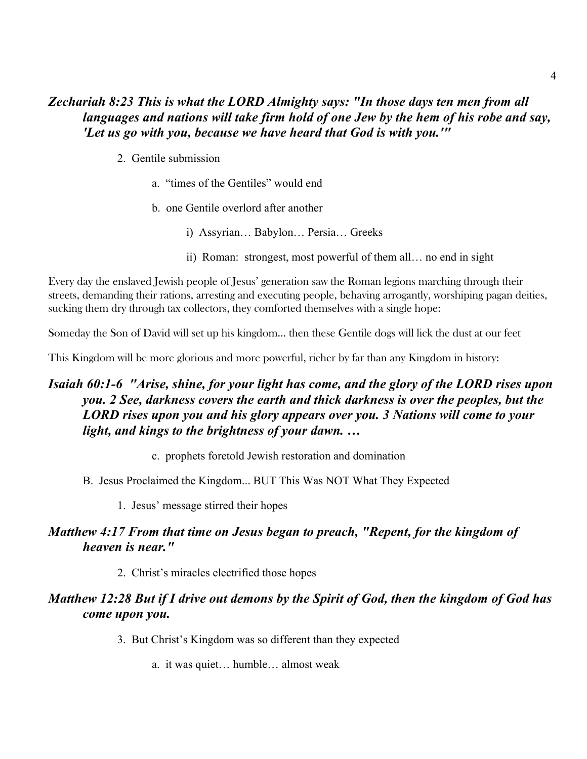***Zechariah 8:23 This is what the LORD Almighty says: "In those days ten men from all languages and nations will take firm hold of one Jew by the hem of his robe and say, 'Let us go with you, because we have heard that God is with you.'"***

2. Gentile submission

    a. "times of the Gentiles" would end

    b. one Gentile overlord after another

        i) Assyrian… Babylon… Persia… Greeks

        ii) Roman: strongest, most powerful of them all… no end in sight

Every day the enslaved Jewish people of Jesus' generation saw the Roman legions marching through their streets, demanding their rations, arresting and executing people, behaving arrogantly, worshiping pagan deities, sucking them dry through tax collectors, they comforted themselves with a single hope:

Someday the Son of David will set up his kingdom... then these Gentile dogs will lick the dust at our feet

This Kingdom will be more glorious and more powerful, richer by far than any Kingdom in history:

***Isaiah 60:1-6 "Arise, shine, for your light has come, and the glory of the LORD rises upon you. 2 See, darkness covers the earth and thick darkness is over the peoples, but the LORD rises upon you and his glory appears over you. 3 Nations will come to your light, and kings to the brightness of your dawn. …***

    c. prophets foretold Jewish restoration and domination

B. Jesus Proclaimed the Kingdom... BUT This Was NOT What They Expected

1. Jesus' message stirred their hopes

***Matthew 4:17 From that time on Jesus began to preach, "Repent, for the kingdom of heaven is near."***

2. Christ's miracles electrified those hopes

***Matthew 12:28 But if I drive out demons by the Spirit of God, then the kingdom of God has come upon you.***

3. But Christ's Kingdom was so different than they expected

    a. it was quiet… humble… almost weak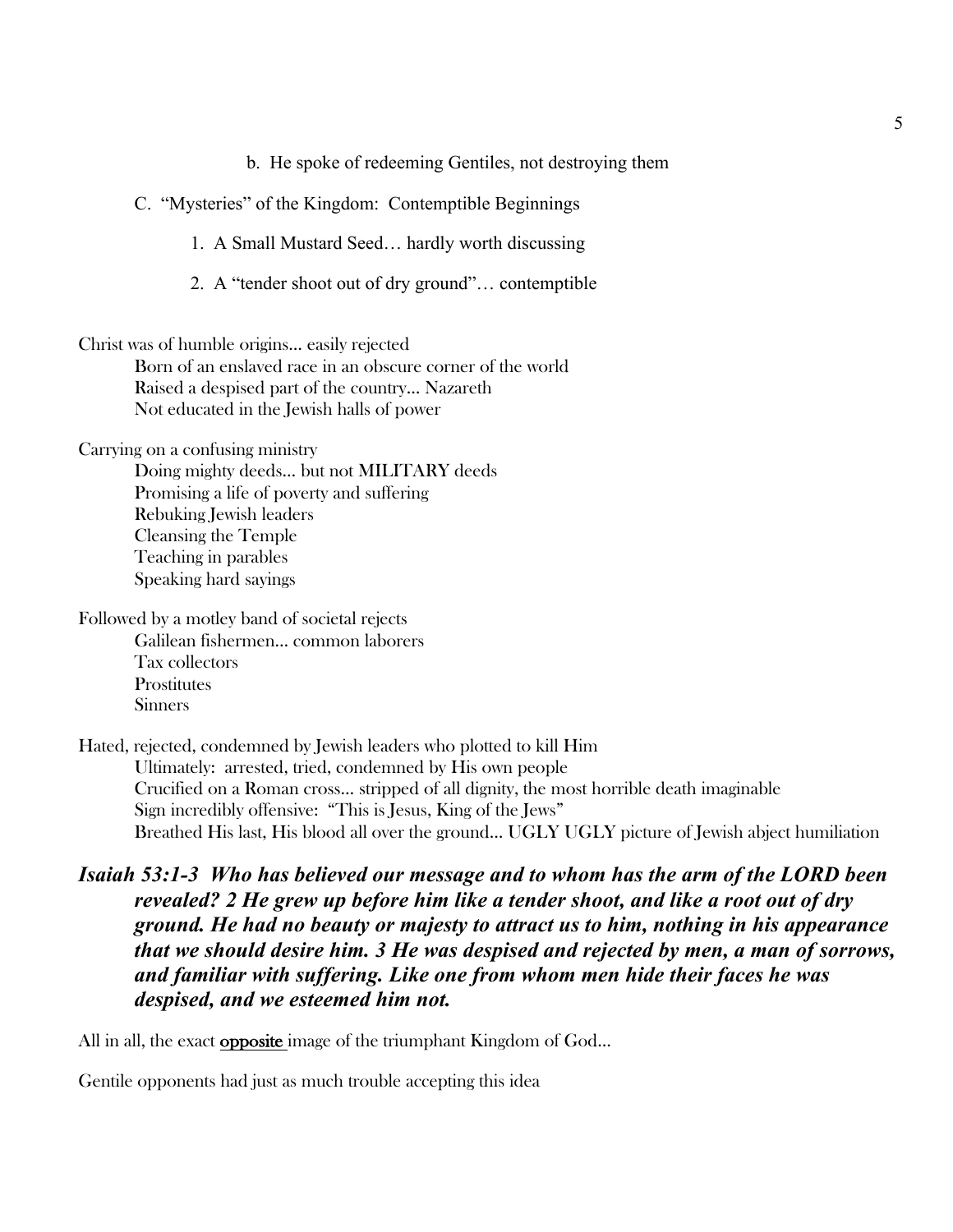b. He spoke of redeeming Gentiles, not destroying them

C. "Mysteries" of the Kingdom: Contemptible Beginnings

1. A Small Mustard Seed… hardly worth discussing

2. A "tender shoot out of dry ground"… contemptible

Christ was of humble origins… easily rejected
Born of an enslaved race in an obscure corner of the world
Raised a despised part of the country… Nazareth
Not educated in the Jewish halls of power

Carrying on a confusing ministry
Doing mighty deeds… but not MILITARY deeds
Promising a life of poverty and suffering
Rebuking Jewish leaders
Cleansing the Temple
Teaching in parables
Speaking hard sayings

Followed by a motley band of societal rejects
Galilean fishermen… common laborers
Tax collectors
Prostitutes
Sinners

Hated, rejected, condemned by Jewish leaders who plotted to kill Him
Ultimately: arrested, tried, condemned by His own people
Crucified on a Roman cross… stripped of all dignity, the most horrible death imaginable
Sign incredibly offensive: "This is Jesus, King of the Jews"
Breathed His last, His blood all over the ground… UGLY UGLY picture of Jewish abject humiliation

***Isaiah 53:1-3 Who has believed our message and to whom has the arm of the LORD been revealed? 2 He grew up before him like a tender shoot, and like a root out of dry ground. He had no beauty or majesty to attract us to him, nothing in his appearance that we should desire him. 3 He was despised and rejected by men, a man of sorrows, and familiar with suffering. Like one from whom men hide their faces he was despised, and we esteemed him not.***

All in all, the exact **opposite** image of the triumphant Kingdom of God…

Gentile opponents had just as much trouble accepting this idea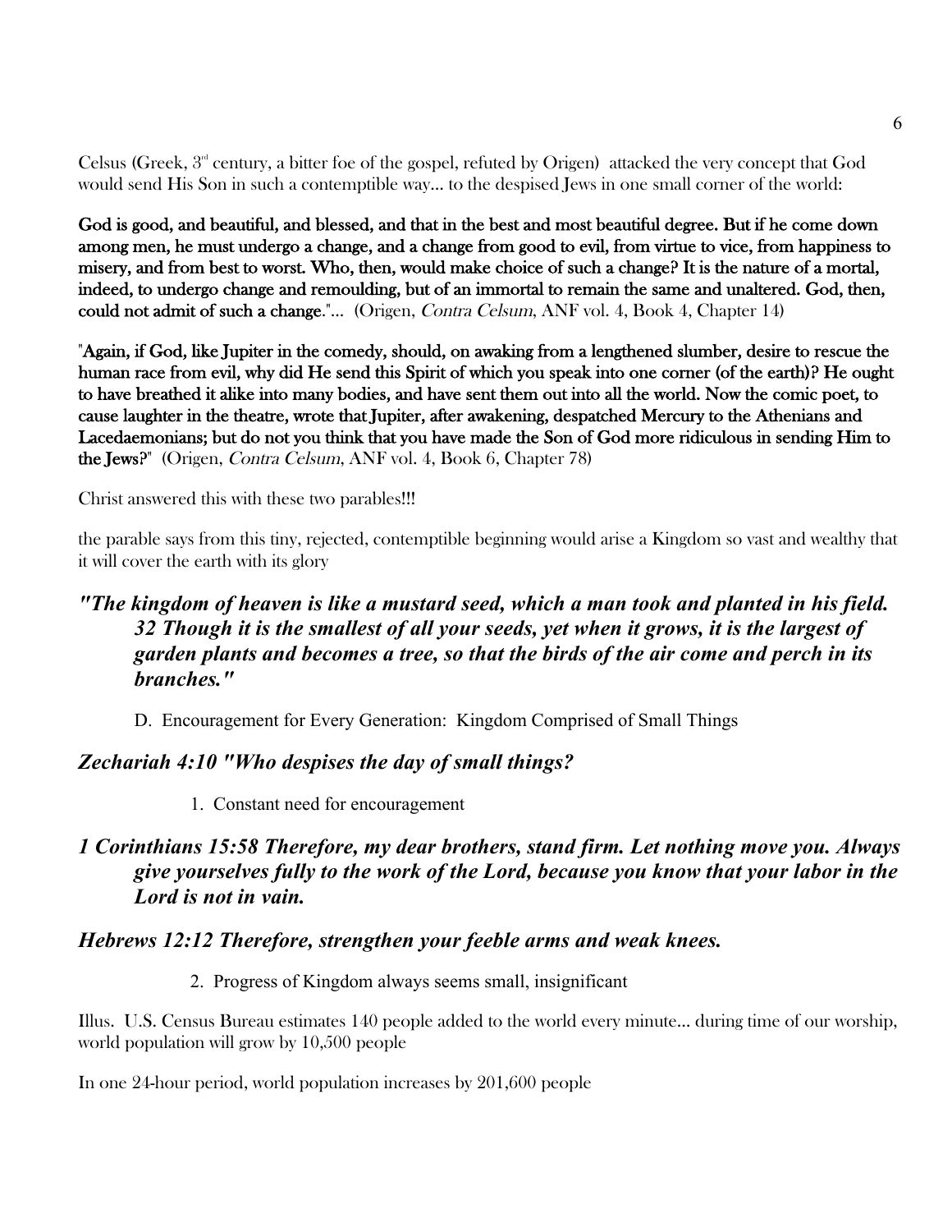Celsus (Greek, 3rd century, a bitter foe of the gospel, refuted by Origen) attacked the very concept that God would send His Son in such a contemptible way… to the despised Jews in one small corner of the world:

**God is good, and beautiful, and blessed, and that in the best and most beautiful degree. But if he come down among men, he must undergo a change, and a change from good to evil, from virtue to vice, from happiness to misery, and from best to worst. Who, then, would make choice of such a change? It is the nature of a mortal, indeed, to undergo change and remoulding, but of an immortal to remain the same and unaltered. God, then, could not admit of such a change."…** (Origen, *Contra Celsum*, ANF vol. 4, Book 4, Chapter 14)

"**Again, if God, like Jupiter in the comedy, should, on awaking from a lengthened slumber, desire to rescue the human race from evil, why did He send this Spirit of which you speak into one corner (of the earth)? He ought to have breathed it alike into many bodies, and have sent them out into all the world. Now the comic poet, to cause laughter in the theatre, wrote that Jupiter, after awakening, despatched Mercury to the Athenians and Lacedaemonians; but do not you think that you have made the Son of God more ridiculous in sending Him to the Jews?**" (Origen, *Contra Celsum*, ANF vol. 4, Book 6, Chapter 78)

Christ answered this with these two parables!!!

the parable says from this tiny, rejected, contemptible beginning would arise a Kingdom so vast and wealthy that it will cover the earth with its glory

***"The kingdom of heaven is like a mustard seed, which a man took and planted in his field. 32 Though it is the smallest of all your seeds, yet when it grows, it is the largest of garden plants and becomes a tree, so that the birds of the air come and perch in its branches."***

D. Encouragement for Every Generation: Kingdom Comprised of Small Things

***Zechariah 4:10 "Who despises the day of small things?***

1. Constant need for encouragement

***1 Corinthians 15:58 Therefore, my dear brothers, stand firm. Let nothing move you. Always give yourselves fully to the work of the Lord, because you know that your labor in the Lord is not in vain.***

***Hebrews 12:12 Therefore, strengthen your feeble arms and weak knees.***

2. Progress of Kingdom always seems small, insignificant

Illus. U.S. Census Bureau estimates 140 people added to the world every minute… during time of our worship, world population will grow by 10,500 people

In one 24-hour period, world population increases by 201,600 people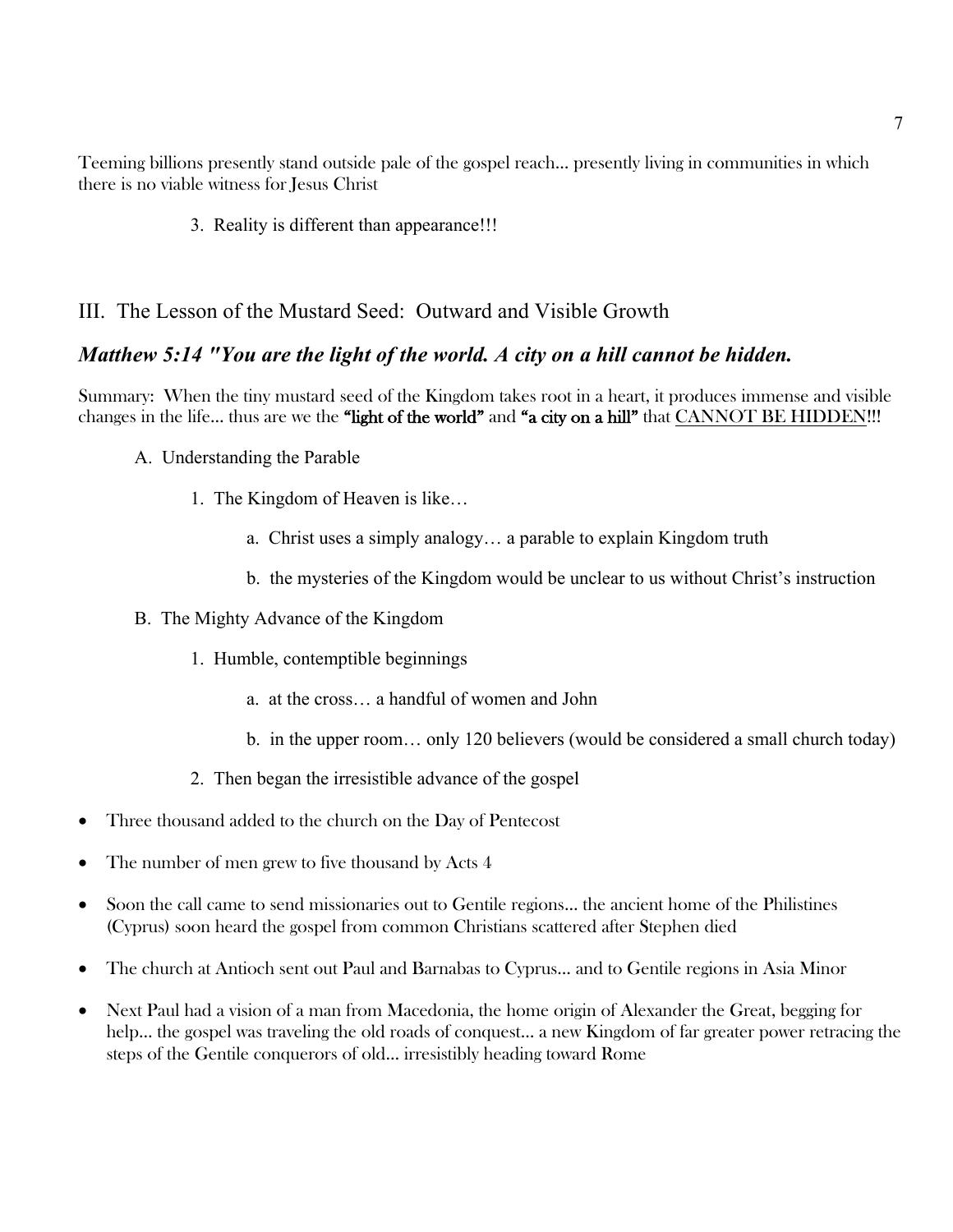Teeming billions presently stand outside pale of the gospel reach... presently living in communities in which there is no viable witness for Jesus Christ

3. Reality is different than appearance!!!

## III. The Lesson of the Mustard Seed: Outward and Visible Growth

### *Matthew 5:14 "You are the light of the world. A city on a hill cannot be hidden.*

Summary: When the tiny mustard seed of the Kingdom takes root in a heart, it produces immense and visible changes in the life... thus are we the **"light of the world"** and **"a city on a hill"** that <u>CANNOT BE HIDDEN</u>!!!

A. Understanding the Parable

1. The Kingdom of Heaven is like…

a. Christ uses a simply analogy… a parable to explain Kingdom truth

b. the mysteries of the Kingdom would be unclear to us without Christ's instruction

B. The Mighty Advance of the Kingdom

1. Humble, contemptible beginnings

a. at the cross… a handful of women and John

b. in the upper room… only 120 believers (would be considered a small church today)

2. Then began the irresistible advance of the gospel

- Three thousand added to the church on the Day of Pentecost
- The number of men grew to five thousand by Acts 4
- Soon the call came to send missionaries out to Gentile regions... the ancient home of the Philistines (Cyprus) soon heard the gospel from common Christians scattered after Stephen died
- The church at Antioch sent out Paul and Barnabas to Cyprus... and to Gentile regions in Asia Minor
- Next Paul had a vision of a man from Macedonia, the home origin of Alexander the Great, begging for help... the gospel was traveling the old roads of conquest... a new Kingdom of far greater power retracing the steps of the Gentile conquerors of old... irresistibly heading toward Rome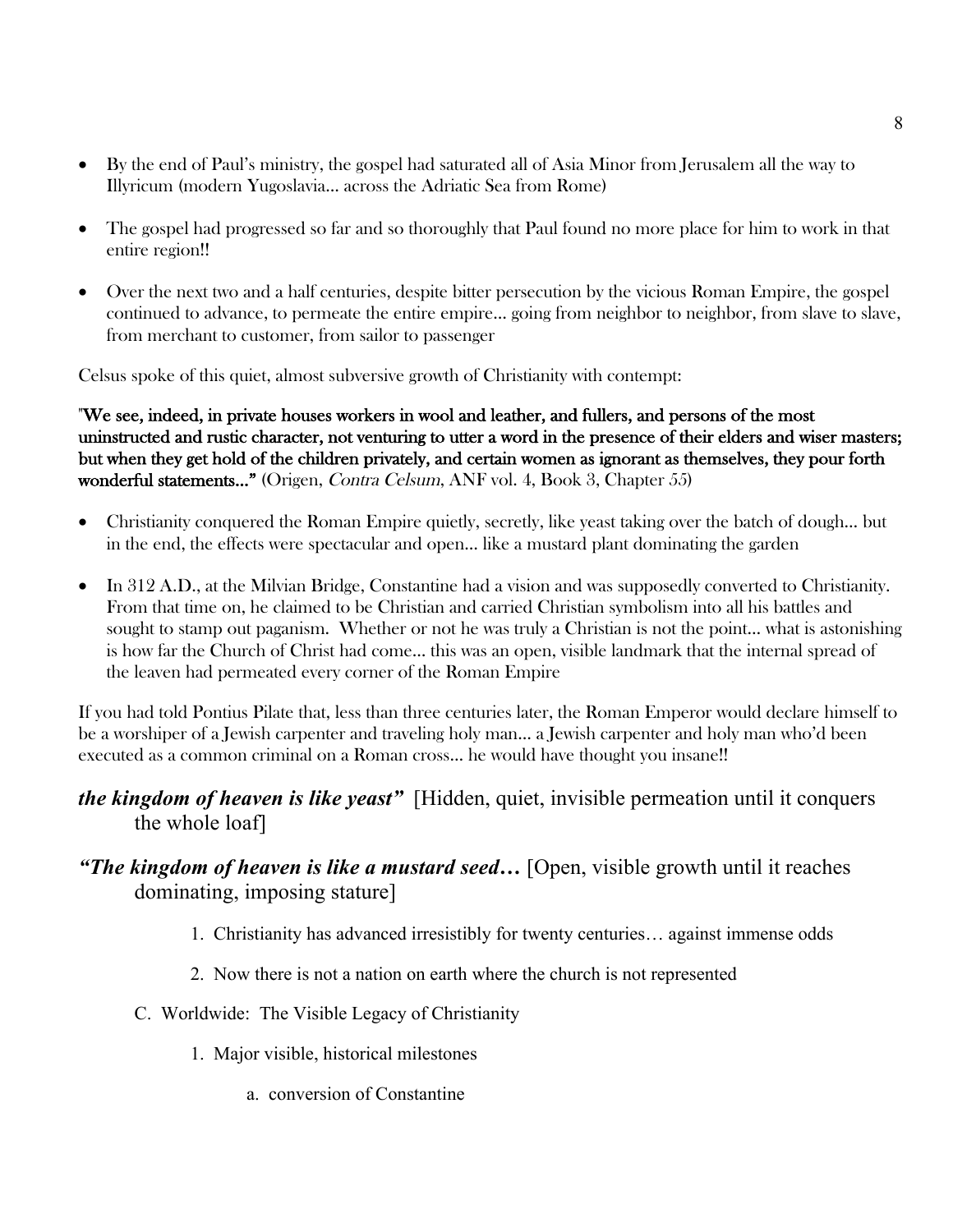- By the end of Paul's ministry, the gospel had saturated all of Asia Minor from Jerusalem all the way to Illyricum (modern Yugoslavia… across the Adriatic Sea from Rome)

- The gospel had progressed so far and so thoroughly that Paul found no more place for him to work in that entire region!!

- Over the next two and a half centuries, despite bitter persecution by the vicious Roman Empire, the gospel continued to advance, to permeate the entire empire… going from neighbor to neighbor, from slave to slave, from merchant to customer, from sailor to passenger

Celsus spoke of this quiet, almost subversive growth of Christianity with contempt:

**"We see, indeed, in private houses workers in wool and leather, and fullers, and persons of the most uninstructed and rustic character, not venturing to utter a word in the presence of their elders and wiser masters; but when they get hold of the children privately, and certain women as ignorant as themselves, they pour forth wonderful statements…"** (Origen, *Contra Celsum*, ANF vol. 4, Book 3, Chapter 55)

- Christianity conquered the Roman Empire quietly, secretly, like yeast taking over the batch of dough… but in the end, the effects were spectacular and open… like a mustard plant dominating the garden

- In 312 A.D., at the Milvian Bridge, Constantine had a vision and was supposedly converted to Christianity. From that time on, he claimed to be Christian and carried Christian symbolism into all his battles and sought to stamp out paganism. Whether or not he was truly a Christian is not the point… what is astonishing is how far the Church of Christ had come… this was an open, visible landmark that the internal spread of the leaven had permeated every corner of the Roman Empire

If you had told Pontius Pilate that, less than three centuries later, the Roman Emperor would declare himself to be a worshiper of a Jewish carpenter and traveling holy man… a Jewish carpenter and holy man who'd been executed as a common criminal on a Roman cross… he would have thought you insane!!

***the kingdom of heaven is like yeast"*** [Hidden, quiet, invisible permeation until it conquers the whole loaf]

***"The kingdom of heaven is like a mustard seed…*** [Open, visible growth until it reaches dominating, imposing stature]

1. Christianity has advanced irresistibly for twenty centuries… against immense odds
2. Now there is not a nation on earth where the church is not represented

C. Worldwide: The Visible Legacy of Christianity

1. Major visible, historical milestones

   a. conversion of Constantine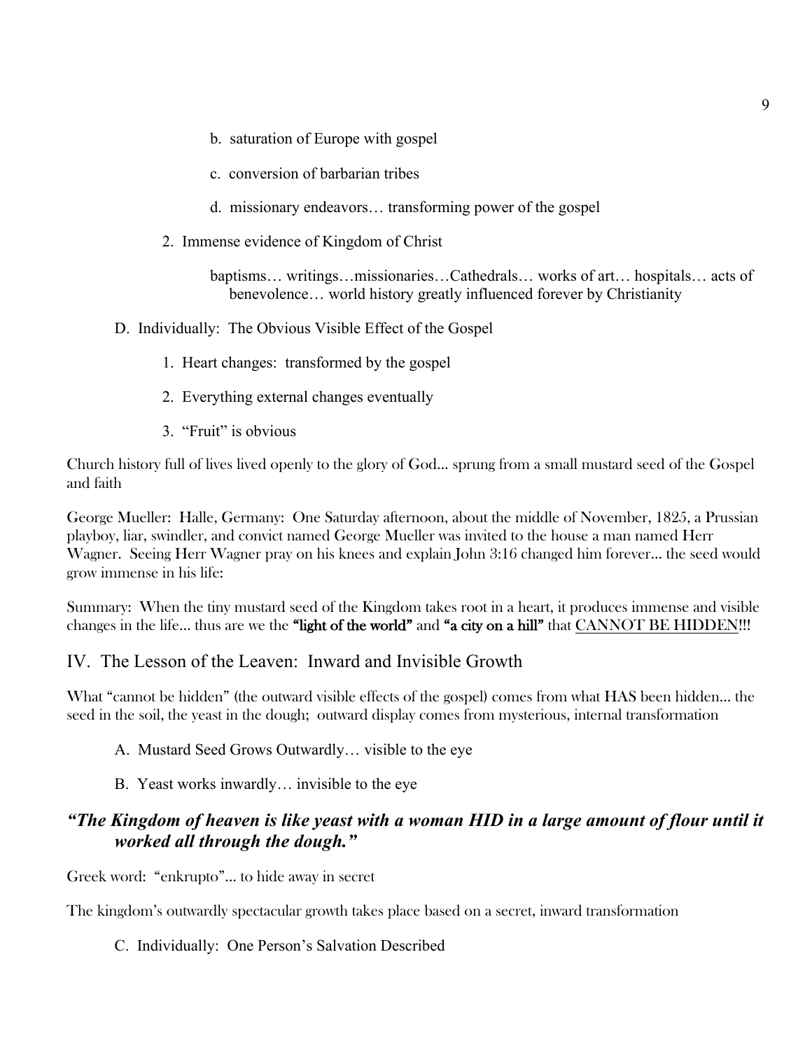b. saturation of Europe with gospel

c. conversion of barbarian tribes

d. missionary endeavors… transforming power of the gospel

2. Immense evidence of Kingdom of Christ

baptisms… writings…missionaries…Cathedrals… works of art… hospitals… acts of benevolence… world history greatly influenced forever by Christianity

D. Individually: The Obvious Visible Effect of the Gospel

1. Heart changes: transformed by the gospel

2. Everything external changes eventually

3. "Fruit" is obvious

Church history full of lives lived openly to the glory of God... sprung from a small mustard seed of the Gospel and faith

George Mueller: Halle, Germany: One Saturday afternoon, about the middle of November, 1825, a Prussian playboy, liar, swindler, and convict named George Mueller was invited to the house a man named Herr Wagner. Seeing Herr Wagner pray on his knees and explain John 3:16 changed him forever... the seed would grow immense in his life:

Summary: When the tiny mustard seed of the Kingdom takes root in a heart, it produces immense and visible changes in the life... thus are we the **"light of the world"** and **"a city on a hill"** that <u>CANNOT BE HIDDEN</u>!!!

## IV. The Lesson of the Leaven: Inward and Invisible Growth

What "cannot be hidden" (the outward visible effects of the gospel) comes from what HAS been hidden... the seed in the soil, the yeast in the dough; outward display comes from mysterious, internal transformation

A. Mustard Seed Grows Outwardly… visible to the eye

B. Yeast works inwardly… invisible to the eye

### *"The Kingdom of heaven is like yeast with a woman HID in a large amount of flour until it worked all through the dough."*

Greek word: "enkrupto"... to hide away in secret

The kingdom's outwardly spectacular growth takes place based on a secret, inward transformation

C. Individually: One Person's Salvation Described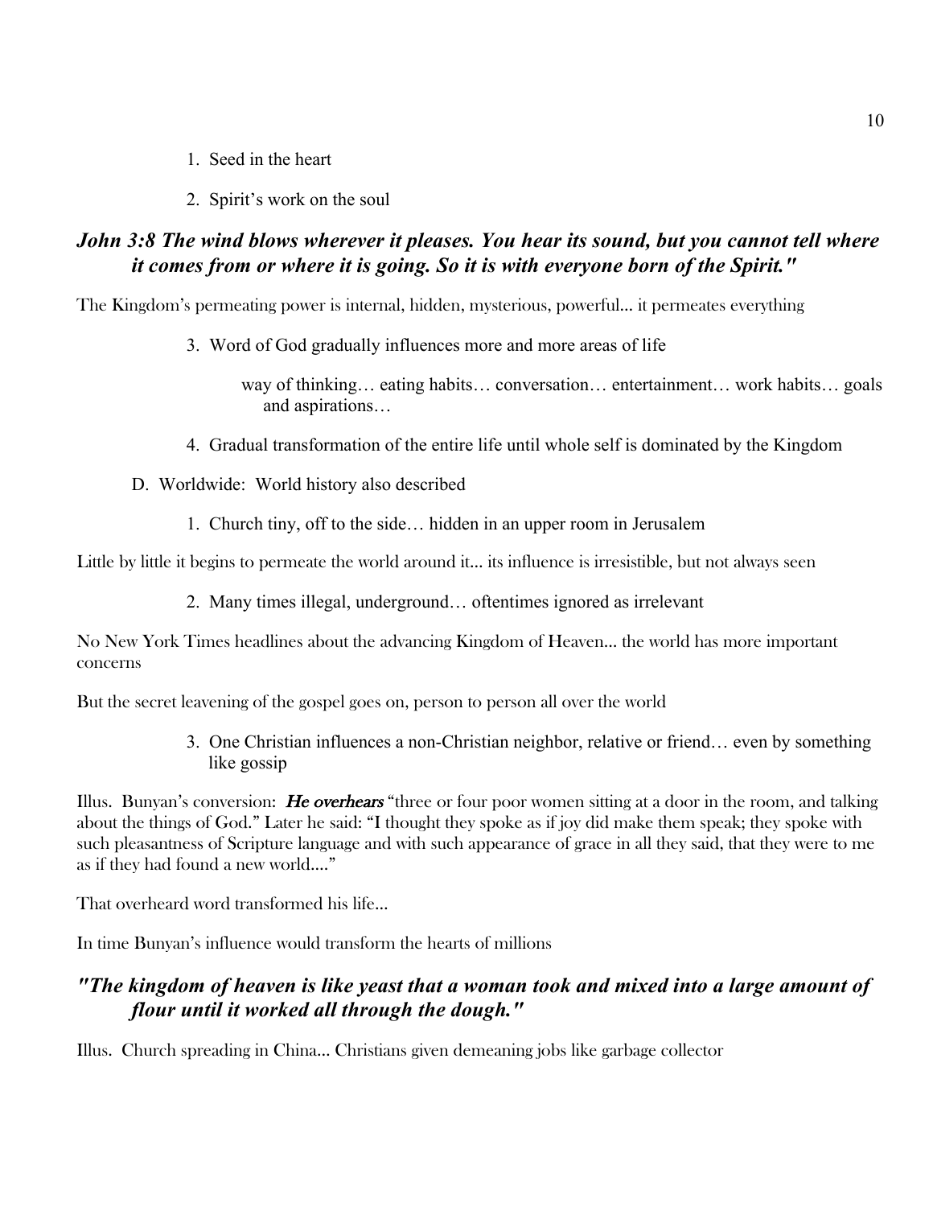1. Seed in the heart

2. Spirit's work on the soul

***John 3:8 The wind blows wherever it pleases. You hear its sound, but you cannot tell where it comes from or where it is going. So it is with everyone born of the Spirit."***

The Kingdom's permeating power is internal, hidden, mysterious, powerful... it permeates everything

3. Word of God gradually influences more and more areas of life

   way of thinking… eating habits… conversation… entertainment… work habits… goals and aspirations…

4. Gradual transformation of the entire life until whole self is dominated by the Kingdom

D. Worldwide: World history also described

1. Church tiny, off to the side… hidden in an upper room in Jerusalem

Little by little it begins to permeate the world around it... its influence is irresistible, but not always seen

2. Many times illegal, underground… oftentimes ignored as irrelevant

No New York Times headlines about the advancing Kingdom of Heaven... the world has more important concerns

But the secret leavening of the gospel goes on, person to person all over the world

3. One Christian influences a non-Christian neighbor, relative or friend… even by something like gossip

Illus. Bunyan's conversion: ***He overhears*** "three or four poor women sitting at a door in the room, and talking about the things of God." Later he said: "I thought they spoke as if joy did make them speak; they spoke with such pleasantness of Scripture language and with such appearance of grace in all they said, that they were to me as if they had found a new world...."

That overheard word transformed his life...

In time Bunyan's influence would transform the hearts of millions

***"The kingdom of heaven is like yeast that a woman took and mixed into a large amount of flour until it worked all through the dough."***

Illus. Church spreading in China... Christians given demeaning jobs like garbage collector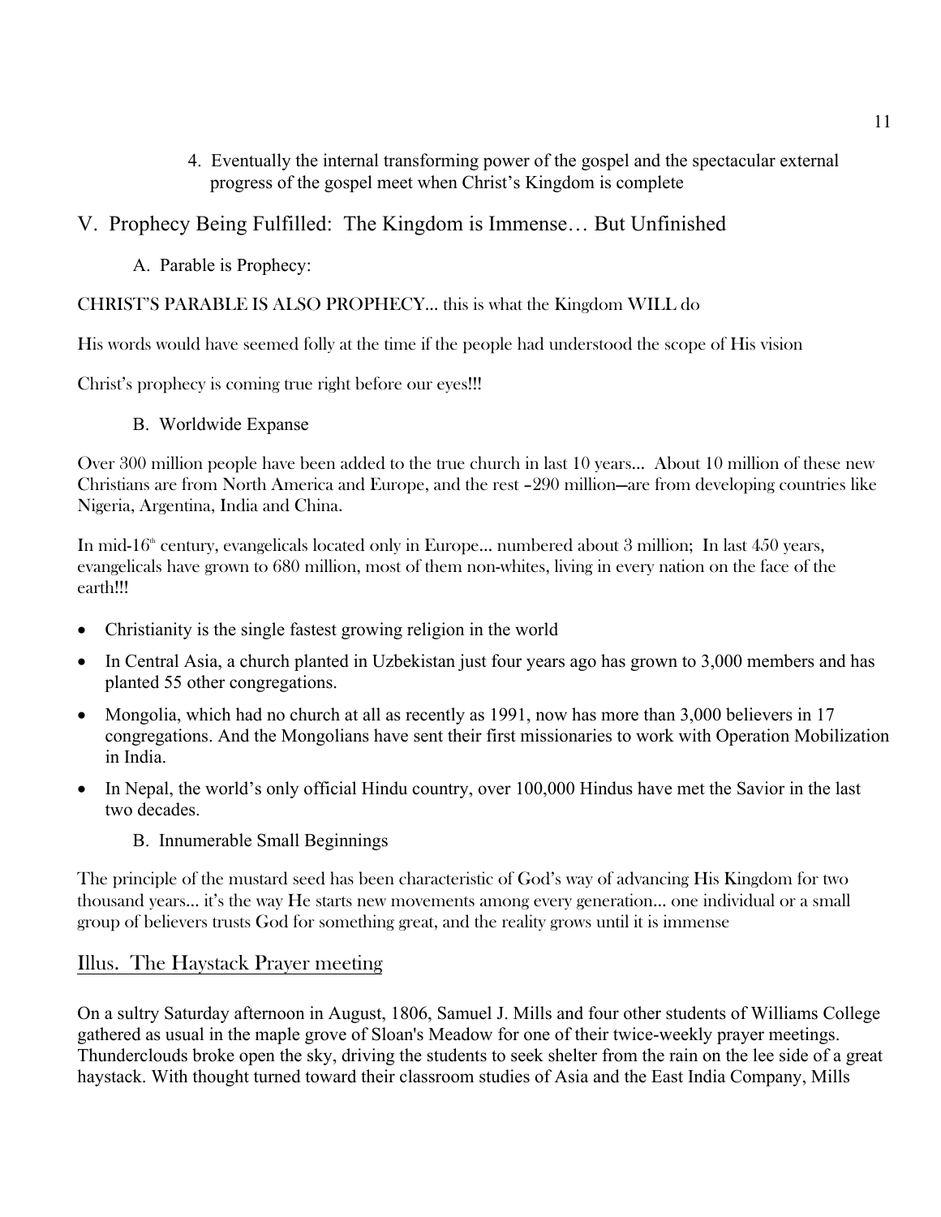4. Eventually the internal transforming power of the gospel and the spectacular external progress of the gospel meet when Christ's Kingdom is complete

## V. Prophecy Being Fulfilled: The Kingdom is Immense… But Unfinished

### A. Parable is Prophecy:

CHRIST'S PARABLE IS ALSO PROPHECY… this is what the Kingdom WILL do

His words would have seemed folly at the time if the people had understood the scope of His vision

Christ's prophecy is coming true right before our eyes!!!

### B. Worldwide Expanse

Over 300 million people have been added to the true church in last 10 years… About 10 million of these new Christians are from North America and Europe, and the rest –290 million—are from developing countries like Nigeria, Argentina, India and China.

In mid-16th century, evangelicals located only in Europe… numbered about 3 million; In last 450 years, evangelicals have grown to 680 million, most of them non-whites, living in every nation on the face of the earth!!!

- Christianity is the single fastest growing religion in the world
- In Central Asia, a church planted in Uzbekistan just four years ago has grown to 3,000 members and has planted 55 other congregations.
- Mongolia, which had no church at all as recently as 1991, now has more than 3,000 believers in 17 congregations. And the Mongolians have sent their first missionaries to work with Operation Mobilization in India.
- In Nepal, the world's only official Hindu country, over 100,000 Hindus have met the Savior in the last two decades.

### B. Innumerable Small Beginnings

The principle of the mustard seed has been characteristic of God's way of advancing His Kingdom for two thousand years… it's the way He starts new movements among every generation… one individual or a small group of believers trusts God for something great, and the reality grows until it is immense

## Illus. The Haystack Prayer meeting

On a sultry Saturday afternoon in August, 1806, Samuel J. Mills and four other students of Williams College gathered as usual in the maple grove of Sloan's Meadow for one of their twice-weekly prayer meetings. Thunderclouds broke open the sky, driving the students to seek shelter from the rain on the lee side of a great haystack. With thought turned toward their classroom studies of Asia and the East India Company, Mills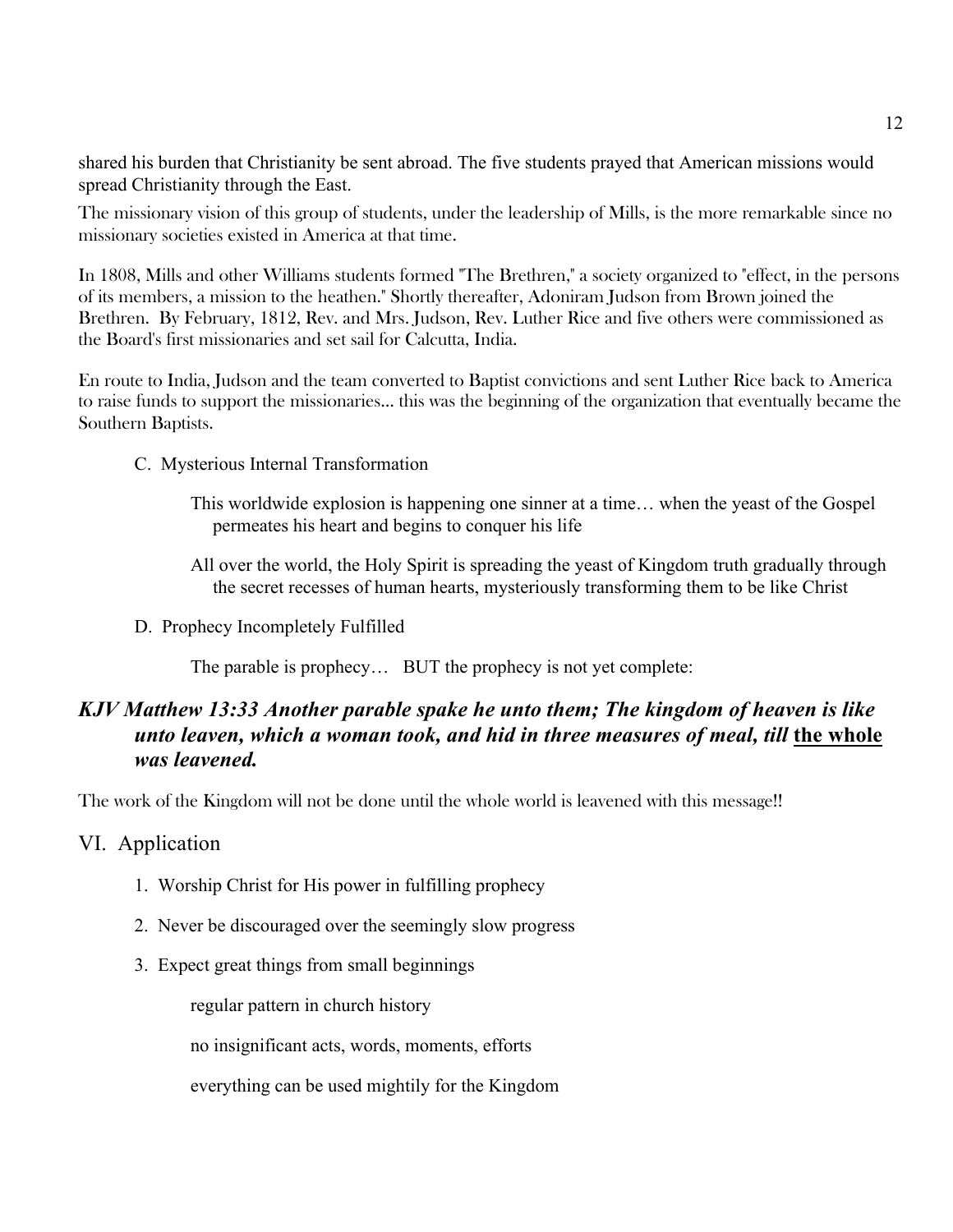shared his burden that Christianity be sent abroad. The five students prayed that American missions would spread Christianity through the East.

The missionary vision of this group of students, under the leadership of Mills, is the more remarkable since no missionary societies existed in America at that time.

In 1808, Mills and other Williams students formed "The Brethren," a society organized to "effect, in the persons of its members, a mission to the heathen." Shortly thereafter, Adoniram Judson from Brown joined the Brethren. By February, 1812, Rev. and Mrs. Judson, Rev. Luther Rice and five others were commissioned as the Board's first missionaries and set sail for Calcutta, India.

En route to India, Judson and the team converted to Baptist convictions and sent Luther Rice back to America to raise funds to support the missionaries... this was the beginning of the organization that eventually became the Southern Baptists.

C. Mysterious Internal Transformation

This worldwide explosion is happening one sinner at a time… when the yeast of the Gospel permeates his heart and begins to conquer his life

All over the world, the Holy Spirit is spreading the yeast of Kingdom truth gradually through the secret recesses of human hearts, mysteriously transforming them to be like Christ

D. Prophecy Incompletely Fulfilled

The parable is prophecy… BUT the prophecy is not yet complete:

### *KJV Matthew 13:33 Another parable spake he unto them; The kingdom of heaven is like unto leaven, which a woman took, and hid in three measures of meal, till* <u>**the whole**</u> *was leavened.*

The work of the Kingdom will not be done until the whole world is leavened with this message!!

## VI. Application

1. Worship Christ for His power in fulfilling prophecy
2. Never be discouraged over the seemingly slow progress
3. Expect great things from small beginnings

   regular pattern in church history

   no insignificant acts, words, moments, efforts

   everything can be used mightily for the Kingdom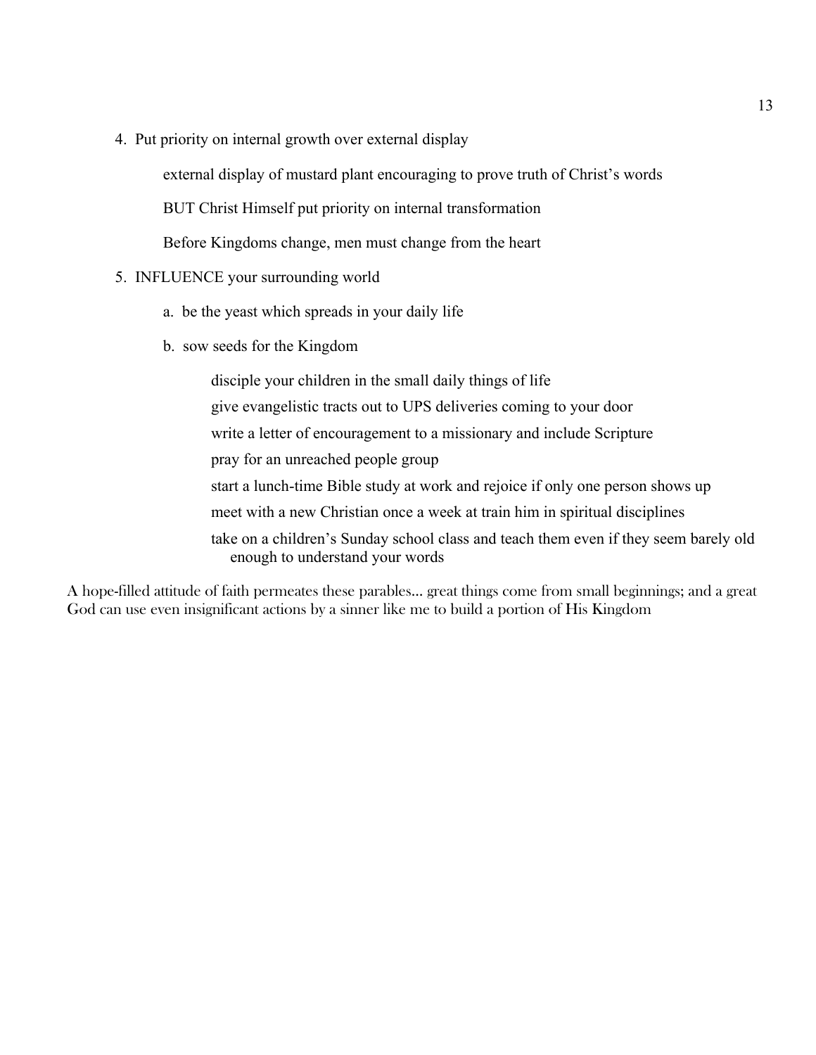4. Put priority on internal growth over external display

    external display of mustard plant encouraging to prove truth of Christ's words

    BUT Christ Himself put priority on internal transformation

    Before Kingdoms change, men must change from the heart

5. INFLUENCE your surrounding world

    a. be the yeast which spreads in your daily life

    b. sow seeds for the Kingdom

        disciple your children in the small daily things of life
        give evangelistic tracts out to UPS deliveries coming to your door
        write a letter of encouragement to a missionary and include Scripture
        pray for an unreached people group
        start a lunch-time Bible study at work and rejoice if only one person shows up
        meet with a new Christian once a week at train him in spiritual disciplines
        take on a children's Sunday school class and teach them even if they seem barely old enough to understand your words

A hope-filled attitude of faith permeates these parables… great things come from small beginnings; and a great God can use even insignificant actions by a sinner like me to build a portion of His Kingdom